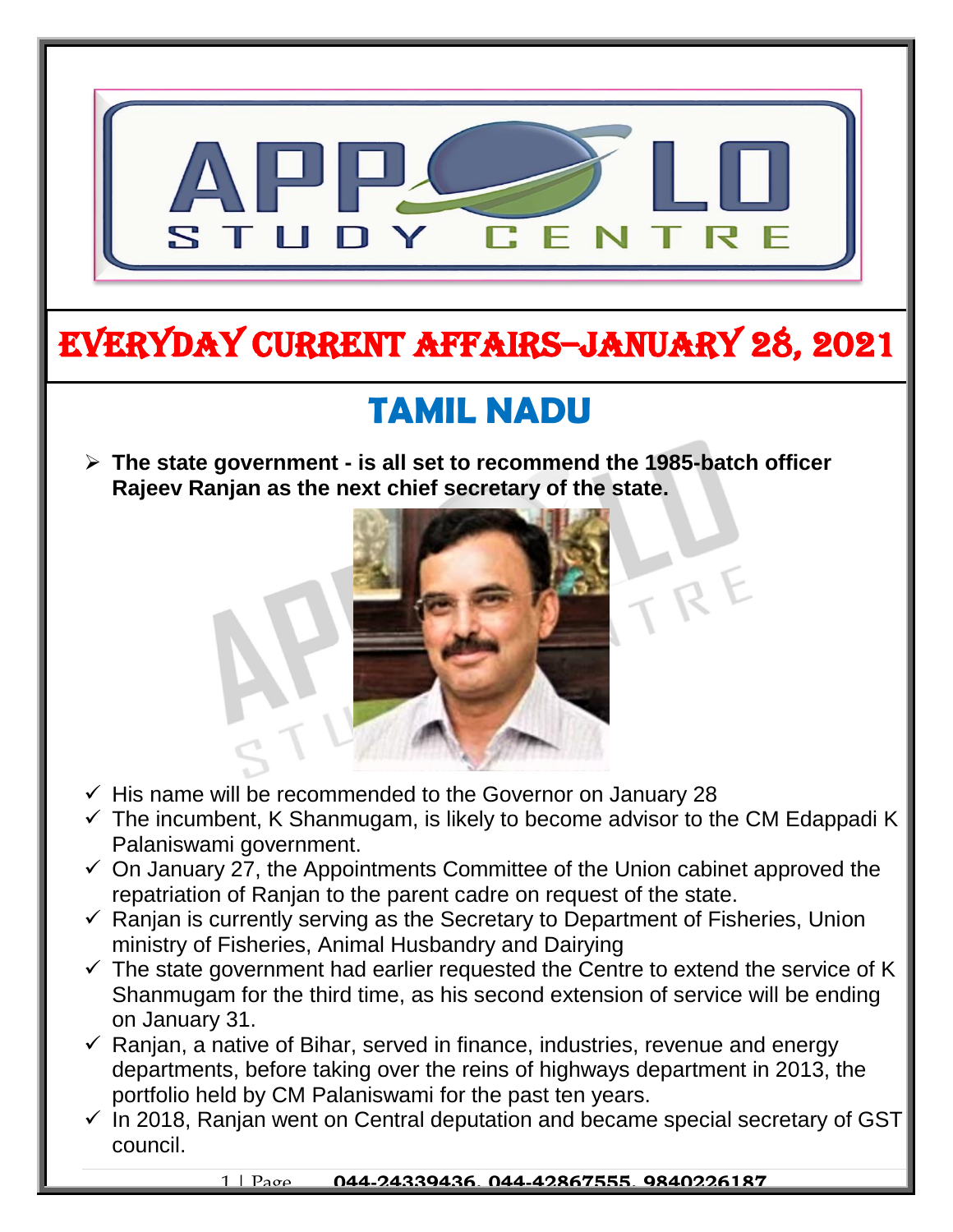# EVERYDAY CURRENT AFFAIRS–JANUARY 28, 2021

## TAMIL NADU

- **The state government - is all set to recommend the 1985-batch officer Rajeev Ranjan as the next chief secretary of the state.**

- ✓ His name will be recommended to the Governor on January 28
- ✓ The incumbent, K Shanmugam, is likely to become advisor to the CM Edappadi K Palaniswami government.
- ✓ On January 27, the Appointments Committee of the Union cabinet approved the repatriation of Ranjan to the parent cadre on request of the state.
- ✓ Ranjan is currently serving as the Secretary to Department of Fisheries, Union ministry of Fisheries, Animal Husbandry and Dairying
- ✓ The state government had earlier requested the Centre to extend the service of K Shanmugam for the third time, as his second extension of service will be ending on January 31.
- ✓ Ranjan, a native of Bihar, served in finance, industries, revenue and energy departments, before taking over the reins of highways department in 2013, the portfolio held by CM Palaniswami for the past ten years.
- ✓ In 2018, Ranjan went on Central deputation and became special secretary of GST council.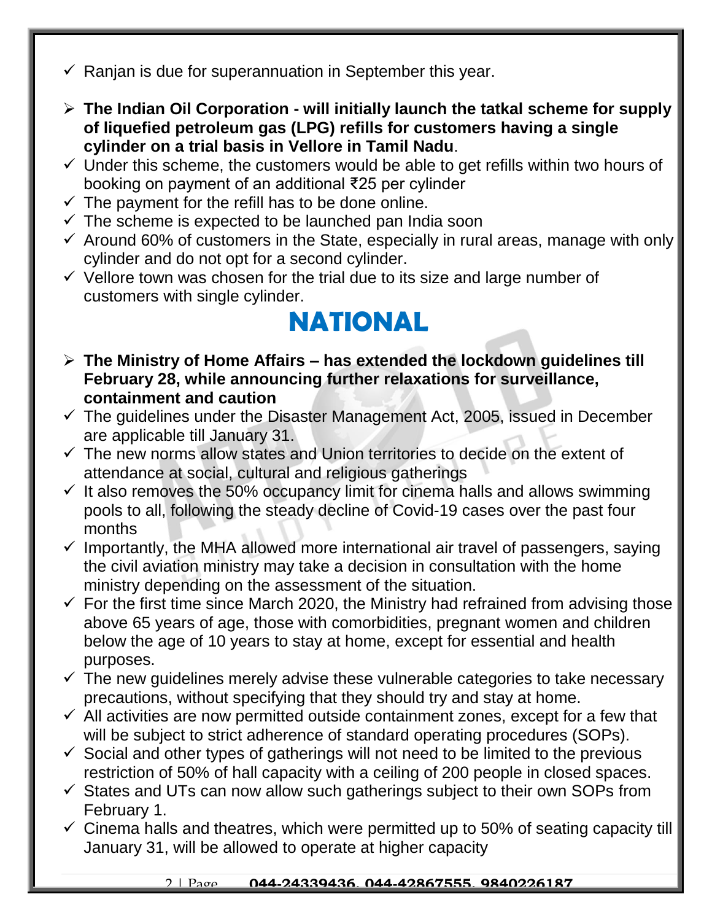- ✓ Ranjan is due for superannuation in September this year.

- ➢ **The Indian Oil Corporation - will initially launch the tatkal scheme for supply of liquefied petroleum gas (LPG) refills for customers having a single cylinder on a trial basis in Vellore in Tamil Nadu**.
- ✓ Under this scheme, the customers would be able to get refills within two hours of booking on payment of an additional ₹25 per cylinder
- ✓ The payment for the refill has to be done online.
- ✓ The scheme is expected to be launched pan India soon
- ✓ Around 60% of customers in the State, especially in rural areas, manage with only cylinder and do not opt for a second cylinder.
- ✓ Vellore town was chosen for the trial due to its size and large number of customers with single cylinder.

# NATIONAL

- ➢ **The Ministry of Home Affairs – has extended the lockdown guidelines till February 28, while announcing further relaxations for surveillance, containment and caution**
- ✓ The guidelines under the Disaster Management Act, 2005, issued in December are applicable till January 31.
- ✓ The new norms allow states and Union territories to decide on the extent of attendance at social, cultural and religious gatherings
- ✓ It also removes the 50% occupancy limit for cinema halls and allows swimming pools to all, following the steady decline of Covid-19 cases over the past four months
- ✓ Importantly, the MHA allowed more international air travel of passengers, saying the civil aviation ministry may take a decision in consultation with the home ministry depending on the assessment of the situation.
- ✓ For the first time since March 2020, the Ministry had refrained from advising those above 65 years of age, those with comorbidities, pregnant women and children below the age of 10 years to stay at home, except for essential and health purposes.
- ✓ The new guidelines merely advise these vulnerable categories to take necessary precautions, without specifying that they should try and stay at home.
- ✓ All activities are now permitted outside containment zones, except for a few that will be subject to strict adherence of standard operating procedures (SOPs).
- ✓ Social and other types of gatherings will not need to be limited to the previous restriction of 50% of hall capacity with a ceiling of 200 people in closed spaces.
- ✓ States and UTs can now allow such gatherings subject to their own SOPs from February 1.
- ✓ Cinema halls and theatres, which were permitted up to 50% of seating capacity till January 31, will be allowed to operate at higher capacity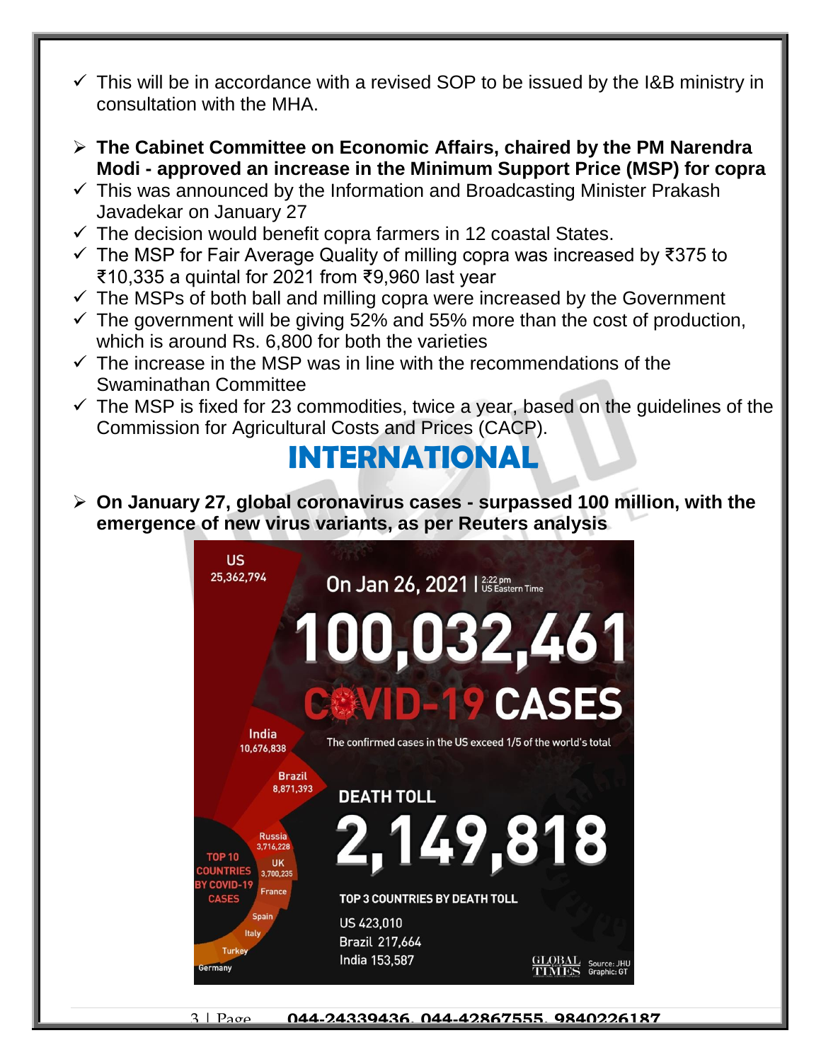- ✓ This will be in accordance with a revised SOP to be issued by the I&B ministry in consultation with the MHA.

- **The Cabinet Committee on Economic Affairs, chaired by the PM Narendra Modi - approved an increase in the Minimum Support Price (MSP) for copra**
- ✓ This was announced by the Information and Broadcasting Minister Prakash Javadekar on January 27
- ✓ The decision would benefit copra farmers in 12 coastal States.
- ✓ The MSP for Fair Average Quality of milling copra was increased by ₹375 to ₹10,335 a quintal for 2021 from ₹9,960 last year
- ✓ The MSPs of both ball and milling copra were increased by the Government
- ✓ The government will be giving 52% and 55% more than the cost of production, which is around Rs. 6,800 for both the varieties
- ✓ The increase in the MSP was in line with the recommendations of the Swaminathan Committee
- ✓ The MSP is fixed for 23 commodities, twice a year, based on the guidelines of the Commission for Agricultural Costs and Prices (CACP).

# INTERNATIONAL

- **On January 27, global coronavirus cases - surpassed 100 million, with the emergence of new virus variants, as per Reuters analysis**

On Jan 26, 2021 | 2:22 pm US Eastern Time

100,032,461 COVID-19 CASES

The confirmed cases in the US exceed 1/5 of the world's total

TOP 10 COUNTRIES BY COVID-19 CASES: US 25,362,794; India 10,676,838; Brazil 8,871,393; Russia 3,716,228; UK 3,700,235; France; Spain; Italy; Turkey; Germany

DEATH TOLL 2,149,818

TOP 3 COUNTRIES BY DEATH TOLL
US 423,010
Brazil 217,664
India 153,587

Source: JHU Graphic: GT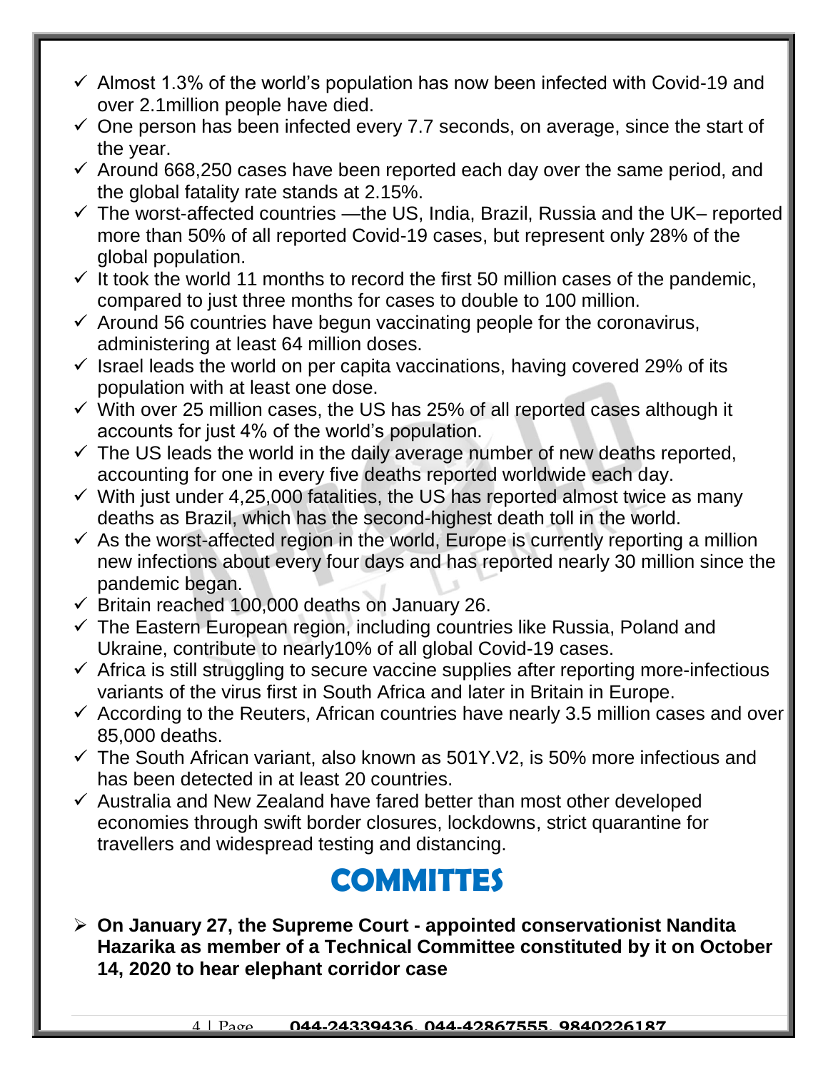- ✓ Almost 1.3% of the world's population has now been infected with Covid-19 and over 2.1million people have died.
- ✓ One person has been infected every 7.7 seconds, on average, since the start of the year.
- ✓ Around 668,250 cases have been reported each day over the same period, and the global fatality rate stands at 2.15%.
- ✓ The worst-affected countries —the US, India, Brazil, Russia and the UK– reported more than 50% of all reported Covid-19 cases, but represent only 28% of the global population.
- ✓ It took the world 11 months to record the first 50 million cases of the pandemic, compared to just three months for cases to double to 100 million.
- ✓ Around 56 countries have begun vaccinating people for the coronavirus, administering at least 64 million doses.
- ✓ Israel leads the world on per capita vaccinations, having covered 29% of its population with at least one dose.
- ✓ With over 25 million cases, the US has 25% of all reported cases although it accounts for just 4% of the world's population.
- ✓ The US leads the world in the daily average number of new deaths reported, accounting for one in every five deaths reported worldwide each day.
- ✓ With just under 4,25,000 fatalities, the US has reported almost twice as many deaths as Brazil, which has the second-highest death toll in the world.
- ✓ As the worst-affected region in the world, Europe is currently reporting a million new infections about every four days and has reported nearly 30 million since the pandemic began.
- ✓ Britain reached 100,000 deaths on January 26.
- ✓ The Eastern European region, including countries like Russia, Poland and Ukraine, contribute to nearly10% of all global Covid-19 cases.
- ✓ Africa is still struggling to secure vaccine supplies after reporting more-infectious variants of the virus first in South Africa and later in Britain in Europe.
- ✓ According to the Reuters, African countries have nearly 3.5 million cases and over 85,000 deaths.
- ✓ The South African variant, also known as 501Y.V2, is 50% more infectious and has been detected in at least 20 countries.
- ✓ Australia and New Zealand have fared better than most other developed economies through swift border closures, lockdowns, strict quarantine for travellers and widespread testing and distancing.

# COMMITTES

- **On January 27, the Supreme Court - appointed conservationist Nandita Hazarika as member of a Technical Committee constituted by it on October 14, 2020 to hear elephant corridor case**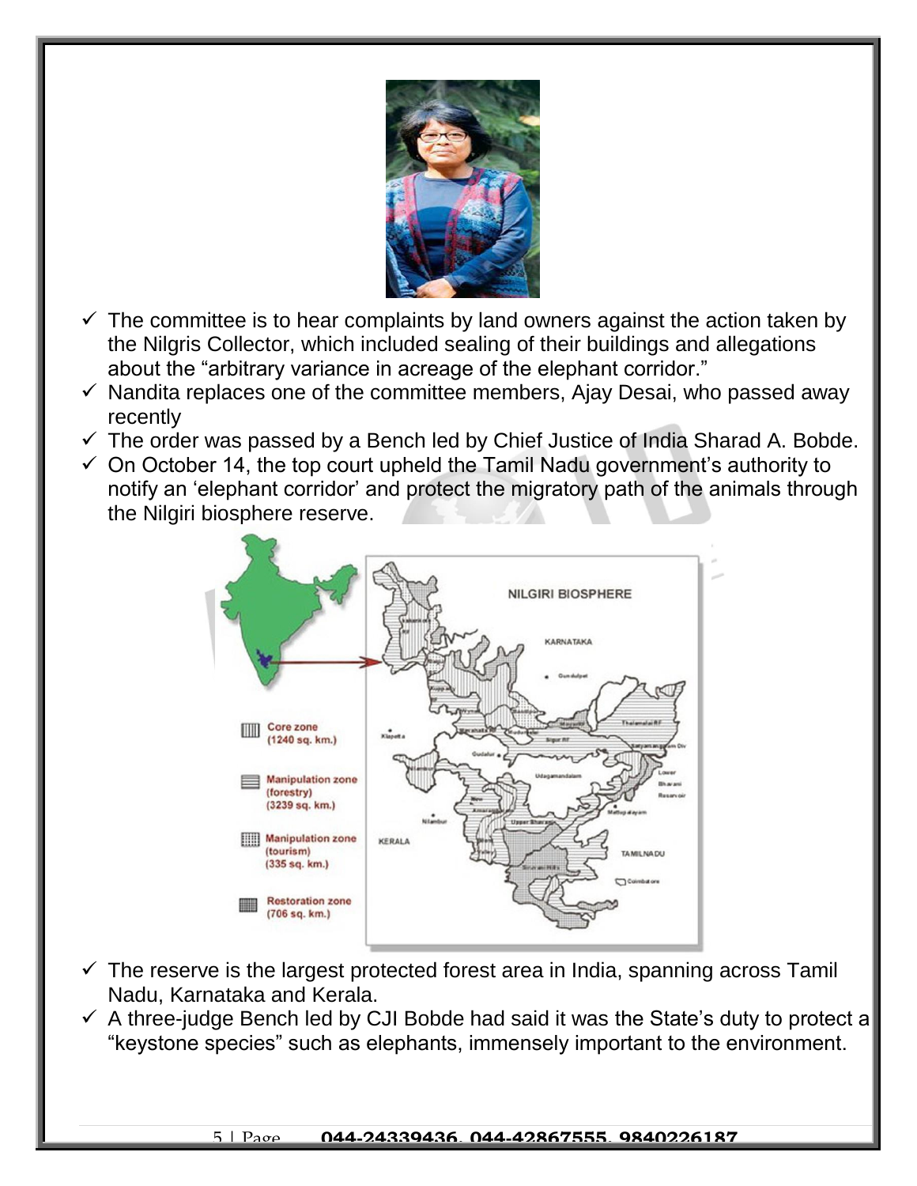- ✓ The committee is to hear complaints by land owners against the action taken by the Nilgris Collector, which included sealing of their buildings and allegations about the "arbitrary variance in acreage of the elephant corridor."
- ✓ Nandita replaces one of the committee members, Ajay Desai, who passed away recently
- ✓ The order was passed by a Bench led by Chief Justice of India Sharad A. Bobde.
- ✓ On October 14, the top court upheld the Tamil Nadu government's authority to notify an 'elephant corridor' and protect the migratory path of the animals through the Nilgiri biosphere reserve.

- ✓ The reserve is the largest protected forest area in India, spanning across Tamil Nadu, Karnataka and Kerala.
- ✓ A three-judge Bench led by CJI Bobde had said it was the State's duty to protect a "keystone species" such as elephants, immensely important to the environment.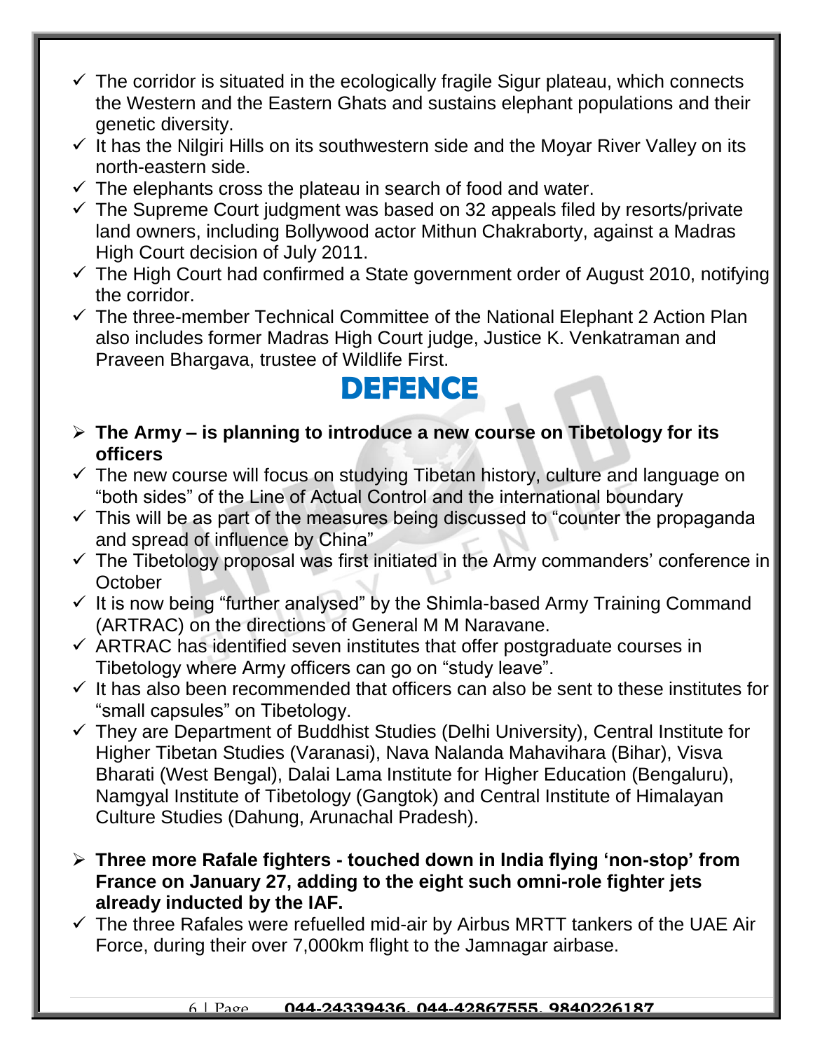- ✓ The corridor is situated in the ecologically fragile Sigur plateau, which connects the Western and the Eastern Ghats and sustains elephant populations and their genetic diversity.
- ✓ It has the Nilgiri Hills on its southwestern side and the Moyar River Valley on its north-eastern side.
- ✓ The elephants cross the plateau in search of food and water.
- ✓ The Supreme Court judgment was based on 32 appeals filed by resorts/private land owners, including Bollywood actor Mithun Chakraborty, against a Madras High Court decision of July 2011.
- ✓ The High Court had confirmed a State government order of August 2010, notifying the corridor.
- ✓ The three-member Technical Committee of the National Elephant 2 Action Plan also includes former Madras High Court judge, Justice K. Venkatraman and Praveen Bhargava, trustee of Wildlife First.

# DEFENCE

- **The Army – is planning to introduce a new course on Tibetology for its officers**
- ✓ The new course will focus on studying Tibetan history, culture and language on "both sides" of the Line of Actual Control and the international boundary
- ✓ This will be as part of the measures being discussed to "counter the propaganda and spread of influence by China"
- ✓ The Tibetology proposal was first initiated in the Army commanders' conference in October
- ✓ It is now being "further analysed" by the Shimla-based Army Training Command (ARTRAC) on the directions of General M M Naravane.
- ✓ ARTRAC has identified seven institutes that offer postgraduate courses in Tibetology where Army officers can go on "study leave".
- ✓ It has also been recommended that officers can also be sent to these institutes for "small capsules" on Tibetology.
- ✓ They are Department of Buddhist Studies (Delhi University), Central Institute for Higher Tibetan Studies (Varanasi), Nava Nalanda Mahavihara (Bihar), Visva Bharati (West Bengal), Dalai Lama Institute for Higher Education (Bengaluru), Namgyal Institute of Tibetology (Gangtok) and Central Institute of Himalayan Culture Studies (Dahung, Arunachal Pradesh).

- **Three more Rafale fighters - touched down in India flying 'non-stop' from France on January 27, adding to the eight such omni-role fighter jets already inducted by the IAF.**
- ✓ The three Rafales were refuelled mid-air by Airbus MRTT tankers of the UAE Air Force, during their over 7,000km flight to the Jamnagar airbase.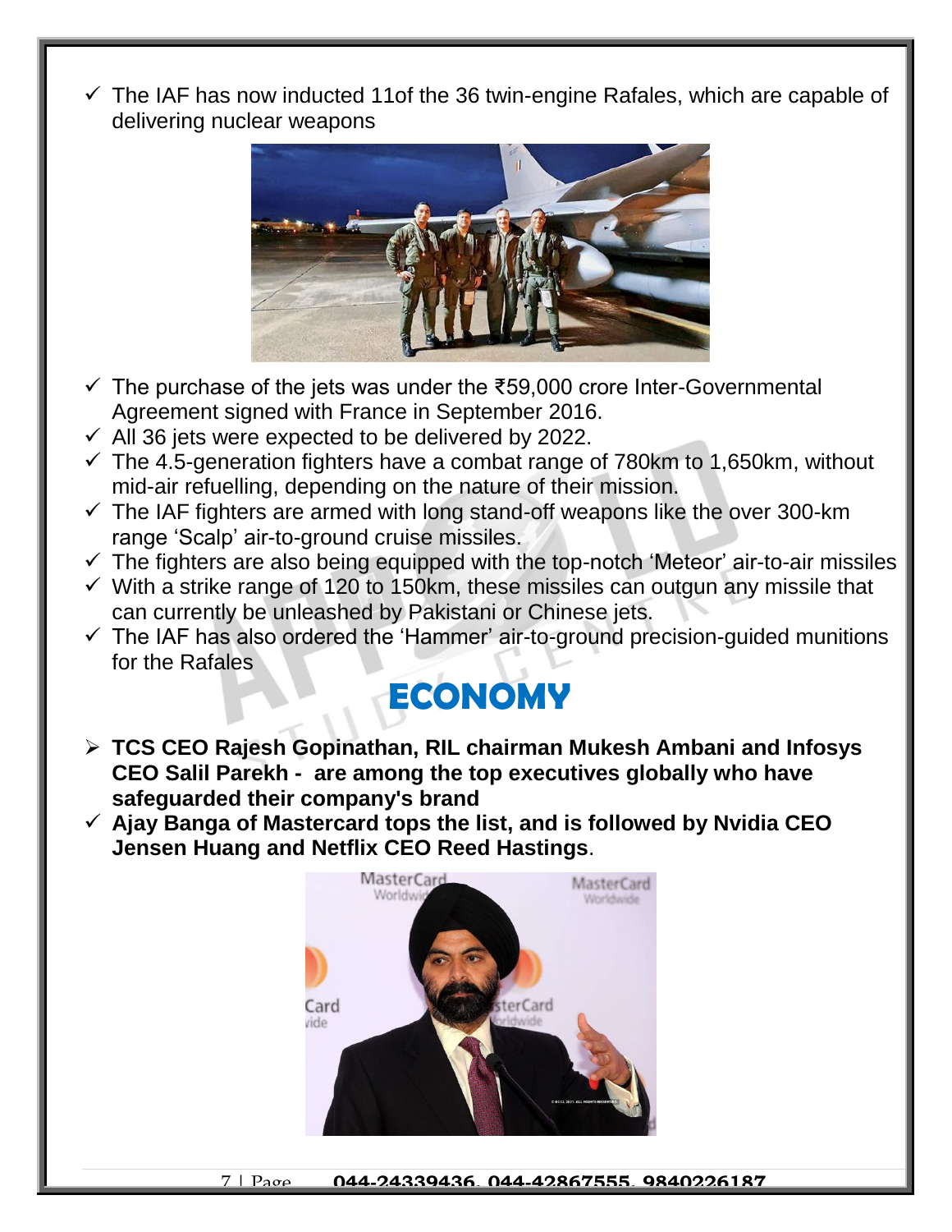- ✓ The IAF has now inducted 11of the 36 twin-engine Rafales, which are capable of delivering nuclear weapons
- ✓ The purchase of the jets was under the ₹59,000 crore Inter-Governmental Agreement signed with France in September 2016.
- ✓ All 36 jets were expected to be delivered by 2022.
- ✓ The 4.5-generation fighters have a combat range of 780km to 1,650km, without mid-air refuelling, depending on the nature of their mission.
- ✓ The IAF fighters are armed with long stand-off weapons like the over 300-km range 'Scalp' air-to-ground cruise missiles.
- ✓ The fighters are also being equipped with the top-notch 'Meteor' air-to-air missiles
- ✓ With a strike range of 120 to 150km, these missiles can outgun any missile that can currently be unleashed by Pakistani or Chinese jets.
- ✓ The IAF has also ordered the 'Hammer' air-to-ground precision-guided munitions for the Rafales

# ECONOMY

- ➢ **TCS CEO Rajesh Gopinathan, RIL chairman Mukesh Ambani and Infosys CEO Salil Parekh - are among the top executives globally who have safeguarded their company's brand**
- ✓ **Ajay Banga of Mastercard tops the list, and is followed by Nvidia CEO Jensen Huang and Netflix CEO Reed Hastings**.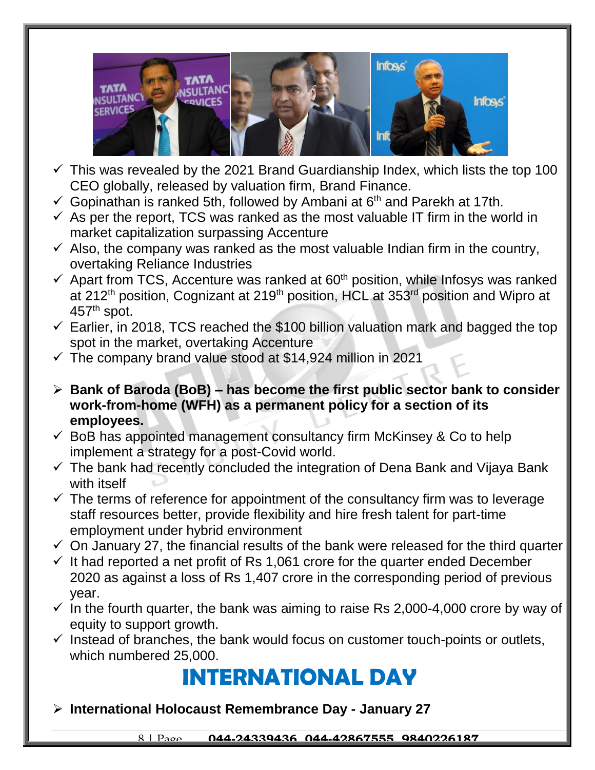- ✓ This was revealed by the 2021 Brand Guardianship Index, which lists the top 100 CEO globally, released by valuation firm, Brand Finance.
- ✓ Gopinathan is ranked 5th, followed by Ambani at 6th and Parekh at 17th.
- ✓ As per the report, TCS was ranked as the most valuable IT firm in the world in market capitalization surpassing Accenture
- ✓ Also, the company was ranked as the most valuable Indian firm in the country, overtaking Reliance Industries
- ✓ Apart from TCS, Accenture was ranked at 60th position, while Infosys was ranked at 212th position, Cognizant at 219th position, HCL at 353rd position and Wipro at 457th spot.
- ✓ Earlier, in 2018, TCS reached the $100 billion valuation mark and bagged the top spot in the market, overtaking Accenture
- ✓ The company brand value stood at $14,924 million in 2021

- **Bank of Baroda (BoB) – has become the first public sector bank to consider work-from-home (WFH) as a permanent policy for a section of its employees.**

- ✓ BoB has appointed management consultancy firm McKinsey & Co to help implement a strategy for a post-Covid world.
- ✓ The bank had recently concluded the integration of Dena Bank and Vijaya Bank with itself
- ✓ The terms of reference for appointment of the consultancy firm was to leverage staff resources better, provide flexibility and hire fresh talent for part-time employment under hybrid environment
- ✓ On January 27, the financial results of the bank were released for the third quarter
- ✓ It had reported a net profit of Rs 1,061 crore for the quarter ended December 2020 as against a loss of Rs 1,407 crore in the corresponding period of previous year.
- ✓ In the fourth quarter, the bank was aiming to raise Rs 2,000-4,000 crore by way of equity to support growth.
- ✓ Instead of branches, the bank would focus on customer touch-points or outlets, which numbered 25,000.

# INTERNATIONAL DAY

- **International Holocaust Remembrance Day - January 27**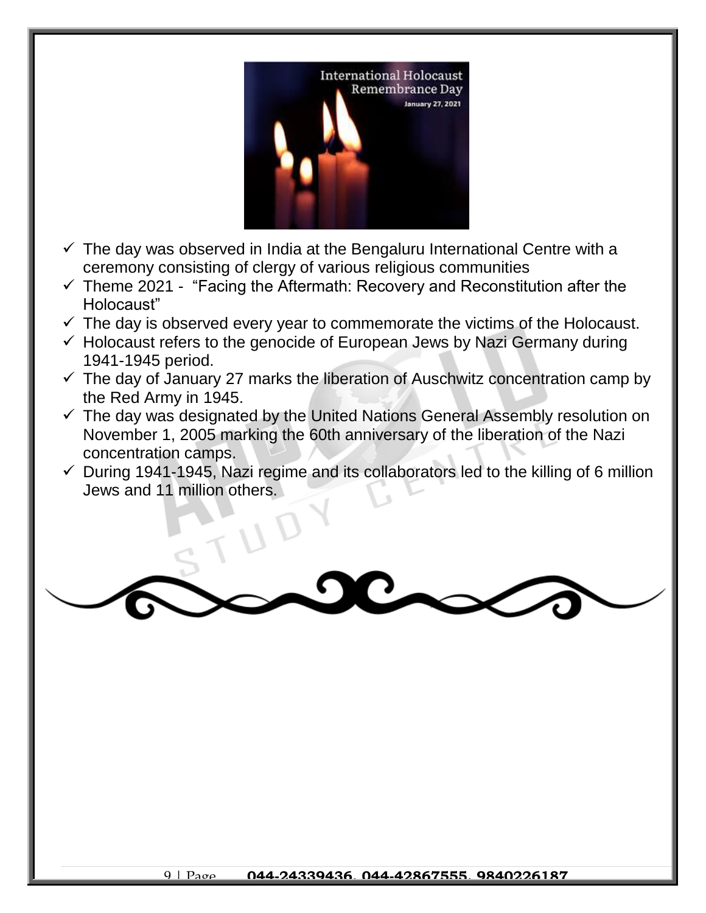- The day was observed in India at the Bengaluru International Centre with a ceremony consisting of clergy of various religious communities
- Theme 2021 - "Facing the Aftermath: Recovery and Reconstitution after the Holocaust"
- The day is observed every year to commemorate the victims of the Holocaust.
- Holocaust refers to the genocide of European Jews by Nazi Germany during 1941-1945 period.
- The day of January 27 marks the liberation of Auschwitz concentration camp by the Red Army in 1945.
- The day was designated by the United Nations General Assembly resolution on November 1, 2005 marking the 60th anniversary of the liberation of the Nazi concentration camps.
- During 1941-1945, Nazi regime and its collaborators led to the killing of 6 million Jews and 11 million others.